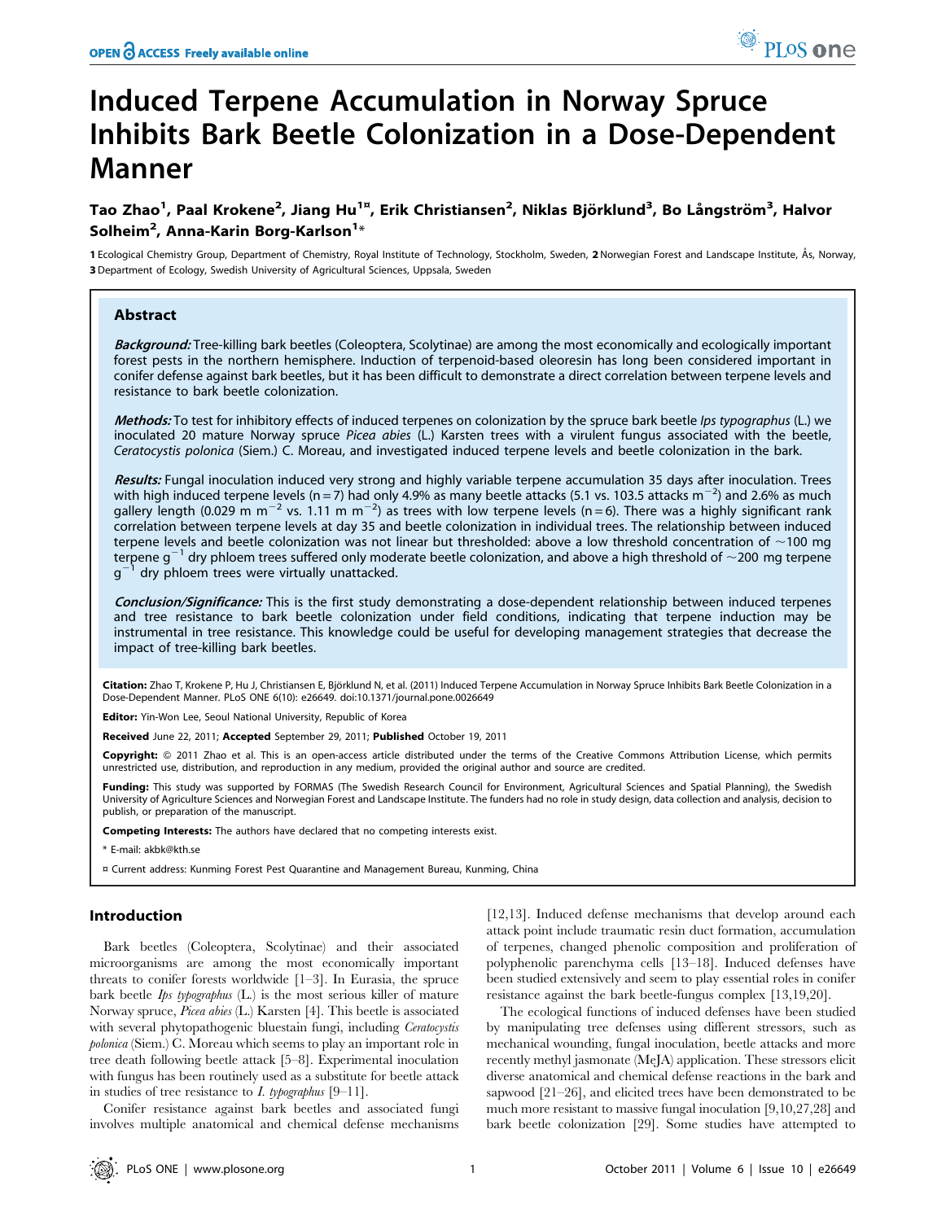# Induced Terpene Accumulation in Norway Spruce Inhibits Bark Beetle Colonization in a Dose-Dependent Manner

**Tao Zhao[1], Paal Krokene[2], Jiang Hu[1¤], Erik Christiansen[2], Niklas Björklund[3], Bo Långström[3], Halvor Solheim[2], Anna-Karin Borg-Karlson[1]***

1 Ecological Chemistry Group, Department of Chemistry, Royal Institute of Technology, Stockholm, Sweden, 2 Norwegian Forest and Landscape Institute, Ås, Norway, 3 Department of Ecology, Swedish University of Agricultural Sciences, Uppsala, Sweden

## Abstract

***Background:*** Tree-killing bark beetles (Coleoptera, Scolytinae) are among the most economically and ecologically important forest pests in the northern hemisphere. Induction of terpenoid-based oleoresin has long been considered important in conifer defense against bark beetles, but it has been difficult to demonstrate a direct correlation between terpene levels and resistance to bark beetle colonization.

***Methods:*** To test for inhibitory effects of induced terpenes on colonization by the spruce bark beetle *Ips typographus* (L.) we inoculated 20 mature Norway spruce *Picea abies* (L.) Karsten trees with a virulent fungus associated with the beetle, *Ceratocystis polonica* (Siem.) C. Moreau, and investigated induced terpene levels and beetle colonization in the bark.

***Results:*** Fungal inoculation induced very strong and highly variable terpene accumulation 35 days after inoculation. Trees with high induced terpene levels (n = 7) had only 4.9% as many beetle attacks (5.1 vs. 103.5 attacks $m^{-2}$) and 2.6% as much gallery length (0.029 m $m^{-2}$ vs. 1.11 m $m^{-2}$) as trees with low terpene levels (n = 6). There was a highly significant rank correlation between terpene levels at day 35 and beetle colonization in individual trees. The relationship between induced terpene levels and beetle colonization was not linear but thresholded: above a low threshold concentration of ~100 mg terpene $g^{-1}$ dry phloem trees suffered only moderate beetle colonization, and above a high threshold of ~200 mg terpene $g^{-1}$ dry phloem trees were virtually unattacked.

***Conclusion/Significance:*** This is the first study demonstrating a dose-dependent relationship between induced terpenes and tree resistance to bark beetle colonization under field conditions, indicating that terpene induction may be instrumental in tree resistance. This knowledge could be useful for developing management strategies that decrease the impact of tree-killing bark beetles.

**Citation:** Zhao T, Krokene P, Hu J, Christiansen E, Björklund N, et al. (2011) Induced Terpene Accumulation in Norway Spruce Inhibits Bark Beetle Colonization in a Dose-Dependent Manner. PLoS ONE 6(10): e26649. doi:10.1371/journal.pone.0026649

**Editor:** Yin-Won Lee, Seoul National University, Republic of Korea

**Received** June 22, 2011; **Accepted** September 29, 2011; **Published** October 19, 2011

**Copyright:** © 2011 Zhao et al. This is an open-access article distributed under the terms of the Creative Commons Attribution License, which permits unrestricted use, distribution, and reproduction in any medium, provided the original author and source are credited.

**Funding:** This study was supported by FORMAS (The Swedish Research Council for Environment, Agricultural Sciences and Spatial Planning), the Swedish University of Agriculture Sciences and Norwegian Forest and Landscape Institute. The funders had no role in study design, data collection and analysis, decision to publish, or preparation of the manuscript.

**Competing Interests:** The authors have declared that no competing interests exist.

\* E-mail: akbk@kth.se

¤ Current address: Kunming Forest Pest Quarantine and Management Bureau, Kunming, China

## Introduction

Bark beetles (Coleoptera, Scolytinae) and their associated microorganisms are among the most economically important threats to conifer forests worldwide [1–3]. In Eurasia, the spruce bark beetle *Ips typographus* (L.) is the most serious killer of mature Norway spruce, *Picea abies* (L.) Karsten [4]. This beetle is associated with several phytopathogenic bluestain fungi, including *Ceratocystis polonica* (Siem.) C. Moreau which seems to play an important role in tree death following beetle attack [5–8]. Experimental inoculation with fungus has been routinely used as a substitute for beetle attack in studies of tree resistance to *I. typographus* [9–11].

Conifer resistance against bark beetles and associated fungi involves multiple anatomical and chemical defense mechanisms [12,13]. Induced defense mechanisms that develop around each attack point include traumatic resin duct formation, accumulation of terpenes, changed phenolic composition and proliferation of polyphenolic parenchyma cells [13–18]. Induced defenses have been studied extensively and seem to play essential roles in conifer resistance against the bark beetle-fungus complex [13,19,20].

The ecological functions of induced defenses have been studied by manipulating tree defenses using different stressors, such as mechanical wounding, fungal inoculation, beetle attacks and more recently methyl jasmonate (MeJA) application. These stressors elicit diverse anatomical and chemical defense reactions in the bark and sapwood [21–26], and elicited trees have been demonstrated to be much more resistant to massive fungal inoculation [9,10,27,28] and bark beetle colonization [29]. Some studies have attempted to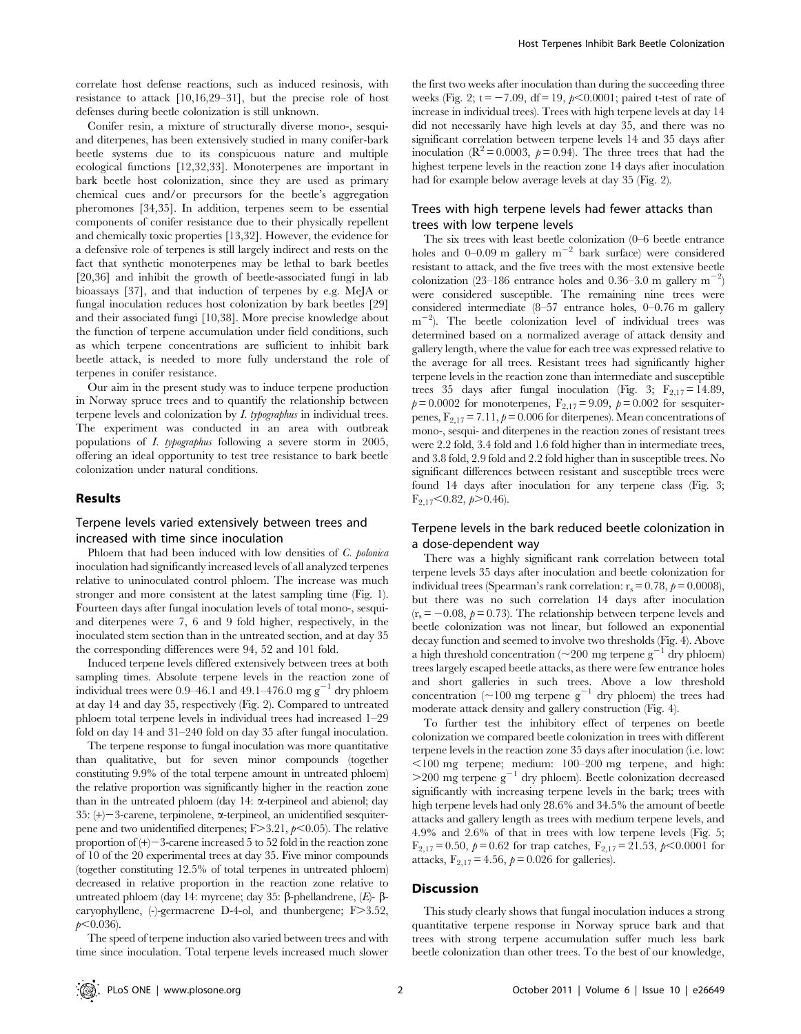correlate host defense reactions, such as induced resinosis, with resistance to attack [10,16,29–31], but the precise role of host defenses during beetle colonization is still unknown.

Conifer resin, a mixture of structurally diverse mono-, sesqui- and diterpenes, has been extensively studied in many conifer-bark beetle systems due to its conspicuous nature and multiple ecological functions [12,32,33]. Monoterpenes are important in bark beetle host colonization, since they are used as primary chemical cues and/or precursors for the beetle's aggregation pheromones [34,35]. In addition, terpenes seem to be essential components of conifer resistance due to their physically repellent and chemically toxic properties [13,32]. However, the evidence for a defensive role of terpenes is still largely indirect and rests on the fact that synthetic monoterpenes may be lethal to bark beetles [20,36] and inhibit the growth of beetle-associated fungi in lab bioassays [37], and that induction of terpenes by e.g. MeJA or fungal inoculation reduces host colonization by bark beetles [29] and their associated fungi [10,38]. More precise knowledge about the function of terpene accumulation under field conditions, such as which terpene concentrations are sufficient to inhibit bark beetle attack, is needed to more fully understand the role of terpenes in conifer resistance.

Our aim in the present study was to induce terpene production in Norway spruce trees and to quantify the relationship between terpene levels and colonization by *I. typographus* in individual trees. The experiment was conducted in an area with outbreak populations of *I. typographus* following a severe storm in 2005, offering an ideal opportunity to test tree resistance to bark beetle colonization under natural conditions.

## Results

### Terpene levels varied extensively between trees and increased with time since inoculation

Phloem that had been induced with low densities of *C. polonica* inoculation had significantly increased levels of all analyzed terpenes relative to uninoculated control phloem. The increase was much stronger and more consistent at the latest sampling time (Fig. 1). Fourteen days after fungal inoculation levels of total mono-, sesqui- and diterpenes were 7, 6 and 9 fold higher, respectively, in the inoculated stem section than in the untreated section, and at day 35 the corresponding differences were 94, 52 and 101 fold.

Induced terpene levels differed extensively between trees at both sampling times. Absolute terpene levels in the reaction zone of individual trees were 0.9–46.1 and 49.1–476.0 mg $g^{-1}$ dry phloem at day 14 and day 35, respectively (Fig. 2). Compared to untreated phloem total terpene levels in individual trees had increased 1–29 fold on day 14 and 31–240 fold on day 35 after fungal inoculation.

The terpene response to fungal inoculation was more quantitative than qualitative, but for seven minor compounds (together constituting 9.9% of the total terpene amount in untreated phloem) the relative proportion was significantly higher in the reaction zone than in the untreated phloem (day 14: α-terpineol and abienol; day 35: (+)−3-carene, terpinolene, α-terpineol, an unidentified sesquiterpene and two unidentified diterpenes; $F>3.21$, $p<0.05$). The relative proportion of (+)−3-carene increased 5 to 52 fold in the reaction zone of 10 of the 20 experimental trees at day 35. Five minor compounds (together constituting 12.5% of total terpenes in untreated phloem) decreased in relative proportion in the reaction zone relative to untreated phloem (day 14: myrcene; day 35: β-phellandrene, (*E*)- β-caryophyllene, (-)-germacrene D-4-ol, and thunbergene; $F>3.52$, $p<0.036$).

The speed of terpene induction also varied between trees and with time since inoculation. Total terpene levels increased much slower the first two weeks after inoculation than during the succeeding three weeks (Fig. 2; $t=-7.09$, $df=19$, $p<0.0001$; paired t-test of rate of increase in individual trees). Trees with high terpene levels at day 14 did not necessarily have high levels at day 35, and there was no significant correlation between terpene levels 14 and 35 days after inoculation ($R^2=0.0003$, $p=0.94$). The three trees that had the highest terpene levels in the reaction zone 14 days after inoculation had for example below average levels at day 35 (Fig. 2).

### Trees with high terpene levels had fewer attacks than trees with low terpene levels

The six trees with least beetle colonization (0–6 beetle entrance holes and 0–0.09 m gallery $m^{-2}$ bark surface) were considered resistant to attack, and the five trees with the most extensive beetle colonization (23–186 entrance holes and 0.36–3.0 m gallery $m^{-2}$) were considered susceptible. The remaining nine trees were considered intermediate (8–57 entrance holes, 0–0.76 m gallery $m^{-2}$). The beetle colonization level of individual trees was determined based on a normalized average of attack density and gallery length, where the value for each tree was expressed relative to the average for all trees. Resistant trees had significantly higher terpene levels in the reaction zone than intermediate and susceptible trees 35 days after fungal inoculation (Fig. 3; $F_{2,17}=14.89$, $p=0.0002$ for monoterpenes, $F_{2,17}=9.09$, $p=0.002$ for sesquiterpenes, $F_{2,17}=7.11$, $p=0.006$ for diterpenes). Mean concentrations of mono-, sesqui- and diterpenes in the reaction zones of resistant trees were 2.2 fold, 3.4 fold and 1.6 fold higher than in intermediate trees, and 3.8 fold, 2.9 fold and 2.2 fold higher than in susceptible trees. No significant differences between resistant and susceptible trees were found 14 days after inoculation for any terpene class (Fig. 3; $F_{2,17}<0.82$, $p>0.46$).

### Terpene levels in the bark reduced beetle colonization in a dose-dependent way

There was a highly significant rank correlation between total terpene levels 35 days after inoculation and beetle colonization for individual trees (Spearman's rank correlation: $r_s=0.78$, $p=0.0008$), but there was no such correlation 14 days after inoculation ($r_s=-0.08$, $p=0.73$). The relationship between terpene levels and beetle colonization was not linear, but followed an exponential decay function and seemed to involve two thresholds (Fig. 4). Above a high threshold concentration (~200 mg terpene $g^{-1}$ dry phloem) trees largely escaped beetle attacks, as there were few entrance holes and short galleries in such trees. Above a low threshold concentration (~100 mg terpene $g^{-1}$ dry phloem) the trees had moderate attack density and gallery construction (Fig. 4).

To further test the inhibitory effect of terpenes on beetle colonization we compared beetle colonization in trees with different terpene levels in the reaction zone 35 days after inoculation (i.e. low: <100 mg terpene; medium: 100–200 mg terpene, and high: >200 mg terpene $g^{-1}$ dry phloem). Beetle colonization decreased significantly with increasing terpene levels in the bark; trees with high terpene levels had only 28.6% and 34.5% the amount of beetle attacks and gallery length as trees with medium terpene levels, and 4.9% and 2.6% of that in trees with low terpene levels (Fig. 5; $F_{2,17}=0.50$, $p=0.62$ for trap catches, $F_{2,17}=21.53$, $p<0.0001$ for attacks, $F_{2,17}=4.56$, $p=0.026$ for galleries).

## Discussion

This study clearly shows that fungal inoculation induces a strong quantitative terpene response in Norway spruce bark and that trees with strong terpene accumulation suffer much less bark beetle colonization than other trees. To the best of our knowledge,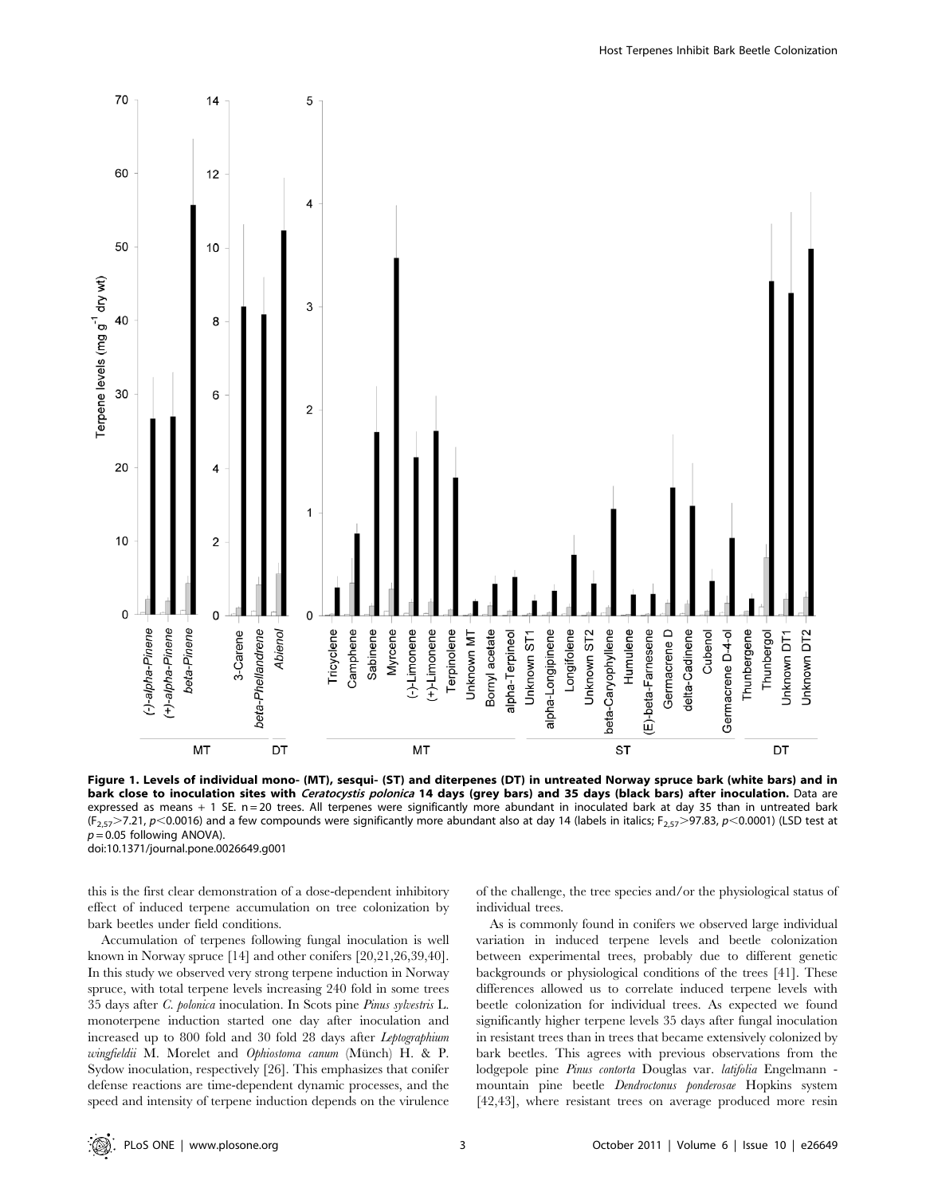**Figure 1. Levels of individual mono- (MT), sesqui- (ST) and diterpenes (DT) in untreated Norway spruce bark (white bars) and in bark close to inoculation sites with *Ceratocystis polonica* 14 days (grey bars) and 35 days (black bars) after inoculation.** Data are expressed as means + 1 SE. n = 20 trees. All terpenes were significantly more abundant in inoculated bark at day 35 than in untreated bark ($F_{2,57}>7.21$, $p<0.0016$) and a few compounds were significantly more abundant also at day 14 (labels in italics; $F_{2,57}>97.83$, $p<0.0001$) (LSD test at $p = 0.05$ following ANOVA).

doi:10.1371/journal.pone.0026649.g001

this is the first clear demonstration of a dose-dependent inhibitory effect of induced terpene accumulation on tree colonization by bark beetles under field conditions.

Accumulation of terpenes following fungal inoculation is well known in Norway spruce [14] and other conifers [20,21,26,39,40]. In this study we observed very strong terpene induction in Norway spruce, with total terpene levels increasing 240 fold in some trees 35 days after *C. polonica* inoculation. In Scots pine *Pinus sylvestris* L. monoterpene induction started one day after inoculation and increased up to 800 fold and 30 fold 28 days after *Leptographium wingfieldii* M. Morelet and *Ophiostoma canum* (Münch) H. & P. Sydow inoculation, respectively [26]. This emphasizes that conifer defense reactions are time-dependent dynamic processes, and the speed and intensity of terpene induction depends on the virulence of the challenge, the tree species and/or the physiological status of individual trees.

As is commonly found in conifers we observed large individual variation in induced terpene levels and beetle colonization between experimental trees, probably due to different genetic backgrounds or physiological conditions of the trees [41]. These differences allowed us to correlate induced terpene levels with beetle colonization for individual trees. As expected we found significantly higher terpene levels 35 days after fungal inoculation in resistant trees than in trees that became extensively colonized by bark beetles. This agrees with previous observations from the lodgepole pine *Pinus contorta* Douglas var. *latifolia* Engelmann - mountain pine beetle *Dendroctonus ponderosae* Hopkins system [42,43], where resistant trees on average produced more resin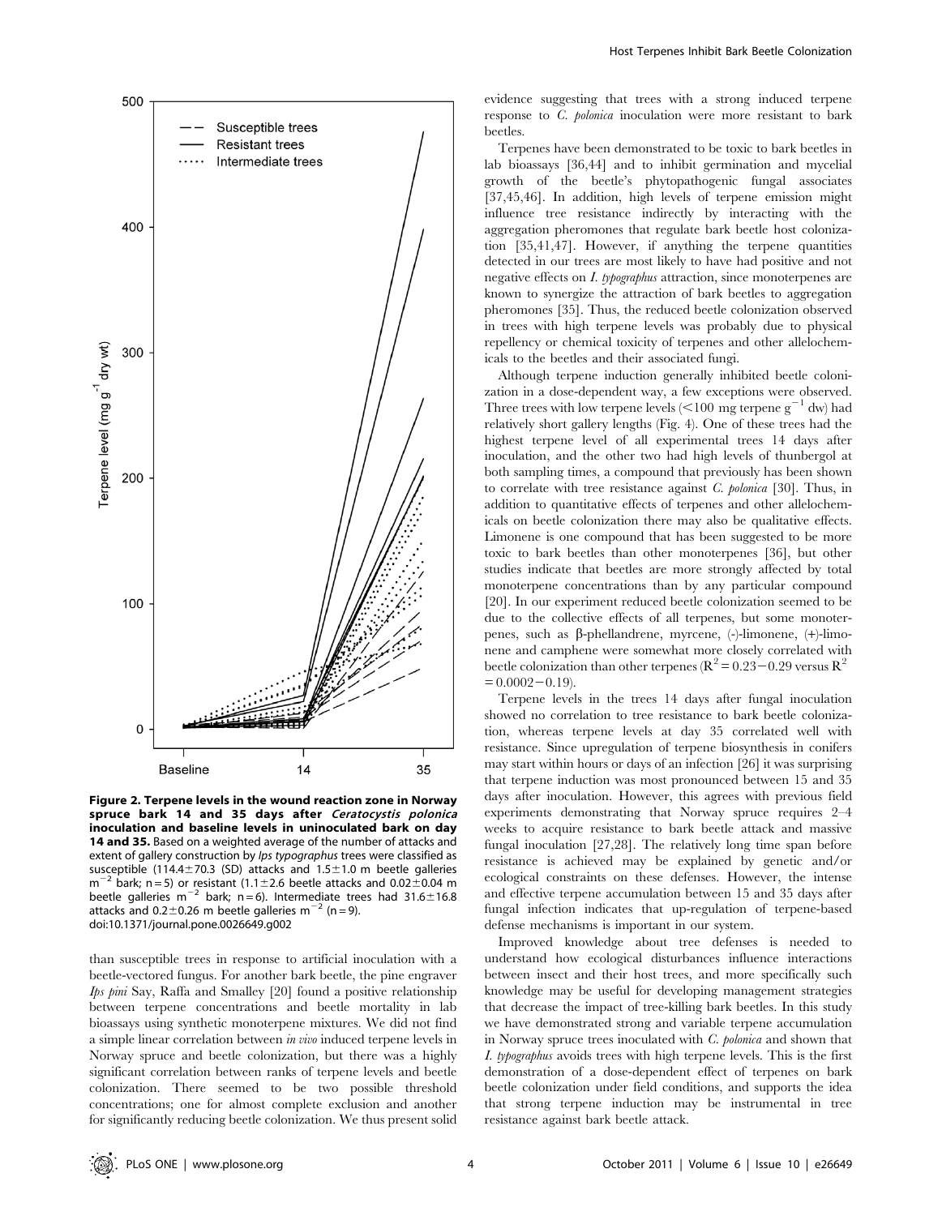**Figure 2. Terpene levels in the wound reaction zone in Norway spruce bark 14 and 35 days after *Ceratocystis polonica* inoculation and baseline levels in uninoculated bark on day 14 and 35.** Based on a weighted average of the number of attacks and extent of gallery construction by *Ips typographus* trees were classified as susceptible (114.4±70.3 (SD) attacks and 1.5±1.0 m beetle galleries $m^{-2}$ bark; n = 5) or resistant (1.1±2.6 beetle attacks and 0.02±0.04 m beetle galleries $m^{-2}$ bark; n = 6). Intermediate trees had 31.6±16.8 attacks and 0.2±0.26 m beetle galleries $m^{-2}$ (n = 9).
doi:10.1371/journal.pone.0026649.g002

than susceptible trees in response to artificial inoculation with a beetle-vectored fungus. For another bark beetle, the pine engraver *Ips pini* Say, Raffa and Smalley [20] found a positive relationship between terpene concentrations and beetle mortality in lab bioassays using synthetic monoterpene mixtures. We did not find a simple linear correlation between *in vivo* induced terpene levels in Norway spruce and beetle colonization, but there was a highly significant correlation between ranks of terpene levels and beetle colonization. There seemed to be two possible threshold concentrations; one for almost complete exclusion and another for significantly reducing beetle colonization. We thus present solid evidence suggesting that trees with a strong induced terpene response to *C. polonica* inoculation were more resistant to bark beetles.

Terpenes have been demonstrated to be toxic to bark beetles in lab bioassays [36,44] and to inhibit germination and mycelial growth of the beetle's phytopathogenic fungal associates [37,45,46]. In addition, high levels of terpene emission might influence tree resistance indirectly by interacting with the aggregation pheromones that regulate bark beetle host colonization [35,41,47]. However, if anything the terpene quantities detected in our trees are most likely to have had positive and not negative effects on *I. typographus* attraction, since monoterpenes are known to synergize the attraction of bark beetles to aggregation pheromones [35]. Thus, the reduced beetle colonization observed in trees with high terpene levels was probably due to physical repellency or chemical toxicity of terpenes and other allelochemicals to the beetles and their associated fungi.

Although terpene induction generally inhibited beetle colonization in a dose-dependent way, a few exceptions were observed. Three trees with low terpene levels (<100 mg terpene $g^{-1}$ dw) had relatively short gallery lengths (Fig. 4). One of these trees had the highest terpene level of all experimental trees 14 days after inoculation, and the other two had high levels of thunbergol at both sampling times, a compound that previously has been shown to correlate with tree resistance against *C. polonica* [30]. Thus, in addition to quantitative effects of terpenes and other allelochemicals on beetle colonization there may also be qualitative effects. Limonene is one compound that has been suggested to be more toxic to bark beetles than other monoterpenes [36], but other studies indicate that beetles are more strongly affected by total monoterpene concentrations than by any particular compound [20]. In our experiment reduced beetle colonization seemed to be due to the collective effects of all terpenes, but some monoterpenes, such as β-phellandrene, myrcene, (-)-limonene, (+)-limonene and camphene were somewhat more closely correlated with beetle colonization than other terpenes ($R^2 = 0.23-0.29$ versus $R^2 = 0.0002-0.19$).

Terpene levels in the trees 14 days after fungal inoculation showed no correlation to tree resistance to bark beetle colonization, whereas terpene levels at day 35 correlated well with resistance. Since upregulation of terpene biosynthesis in conifers may start within hours or days of an infection [26] it was surprising that terpene induction was most pronounced between 15 and 35 days after inoculation. However, this agrees with previous field experiments demonstrating that Norway spruce requires 2–4 weeks to acquire resistance to bark beetle attack and massive fungal inoculation [27,28]. The relatively long time span before resistance is achieved may be explained by genetic and/or ecological constraints on these defenses. However, the intense and effective terpene accumulation between 15 and 35 days after fungal infection indicates that up-regulation of terpene-based defense mechanisms is important in our system.

Improved knowledge about tree defenses is needed to understand how ecological disturbances influence interactions between insect and their host trees, and more specifically such knowledge may be useful for developing management strategies that decrease the impact of tree-killing bark beetles. In this study we have demonstrated strong and variable terpene accumulation in Norway spruce trees inoculated with *C. polonica* and shown that *I. typographus* avoids trees with high terpene levels. This is the first demonstration of a dose-dependent effect of terpenes on bark beetle colonization under field conditions, and supports the idea that strong terpene induction may be instrumental in tree resistance against bark beetle attack.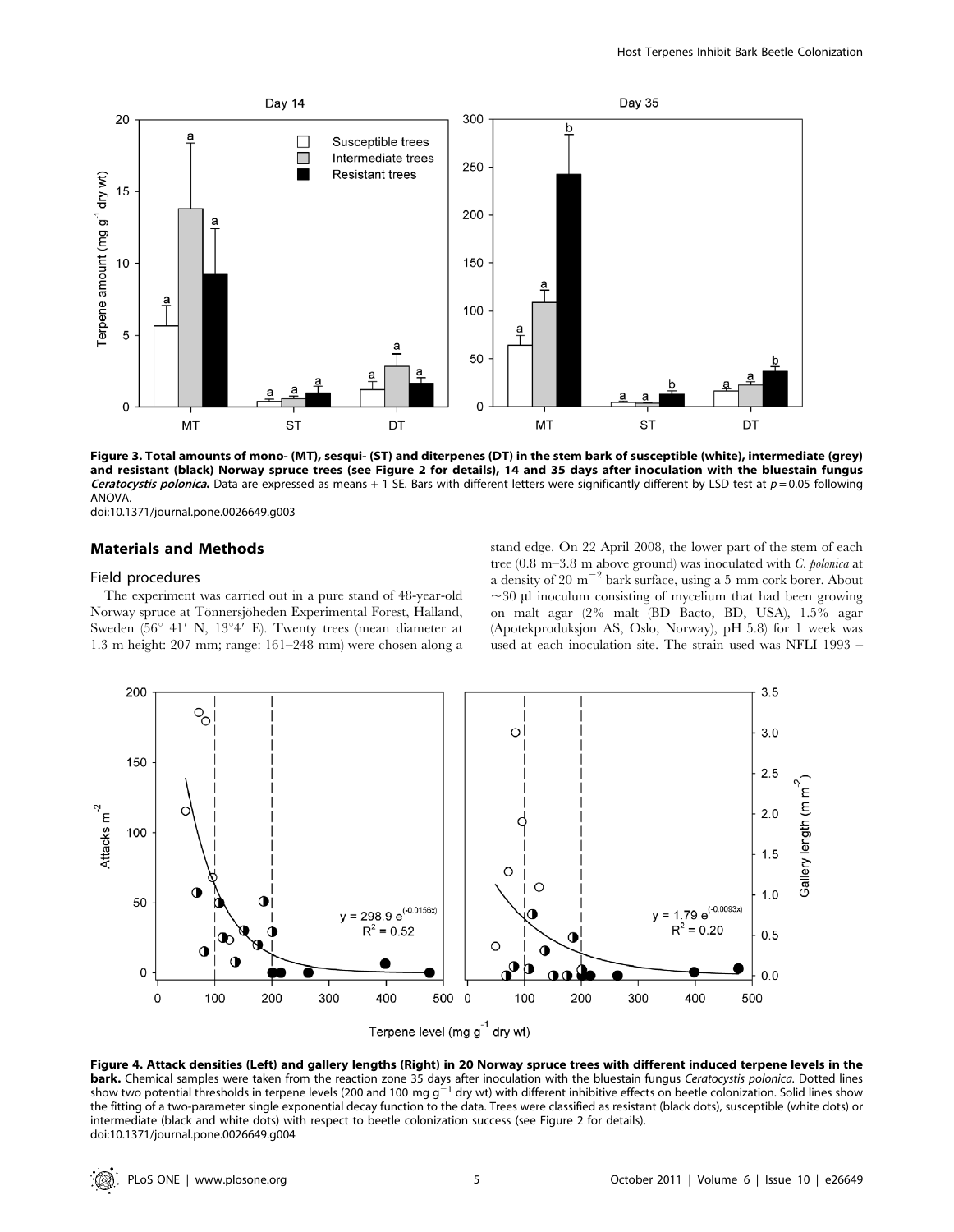**Figure 3. Total amounts of mono- (MT), sesqui- (ST) and diterpenes (DT) in the stem bark of susceptible (white), intermediate (grey) and resistant (black) Norway spruce trees (see Figure 2 for details), 14 and 35 days after inoculation with the bluestain fungus *Ceratocystis polonica*.** Data are expressed as means + 1 SE. Bars with different letters were significantly different by LSD test at $p = 0.05$ following ANOVA.
doi:10.1371/journal.pone.0026649.g003

## Materials and Methods

### Field procedures

The experiment was carried out in a pure stand of 48-year-old Norway spruce at Tönnersjöheden Experimental Forest, Halland, Sweden (56° 41′ N, 13°4′ E). Twenty trees (mean diameter at 1.3 m height: 207 mm; range: 161–248 mm) were chosen along a stand edge. On 22 April 2008, the lower part of the stem of each tree (0.8 m–3.8 m above ground) was inoculated with *C. polonica* at a density of 20 $m^{-2}$ bark surface, using a 5 mm cork borer. About ~30 µl inoculum consisting of mycelium that had been growing on malt agar (2% malt (BD Bacto, BD, USA), 1.5% agar (Apotekproduksjon AS, Oslo, Norway), pH 5.8) for 1 week was used at each inoculation site. The strain used was NFLI 1993 –

**Figure 4. Attack densities (Left) and gallery lengths (Right) in 20 Norway spruce trees with different induced terpene levels in the bark.** Chemical samples were taken from the reaction zone 35 days after inoculation with the bluestain fungus *Ceratocystis polonica*. Dotted lines show two potential thresholds in terpene levels (200 and 100 mg $g^{-1}$ dry wt) with different inhibitive effects on beetle colonization. Solid lines show the fitting of a two-parameter single exponential decay function to the data. Trees were classified as resistant (black dots), susceptible (white dots) or intermediate (black and white dots) with respect to beetle colonization success (see Figure 2 for details).
doi:10.1371/journal.pone.0026649.g004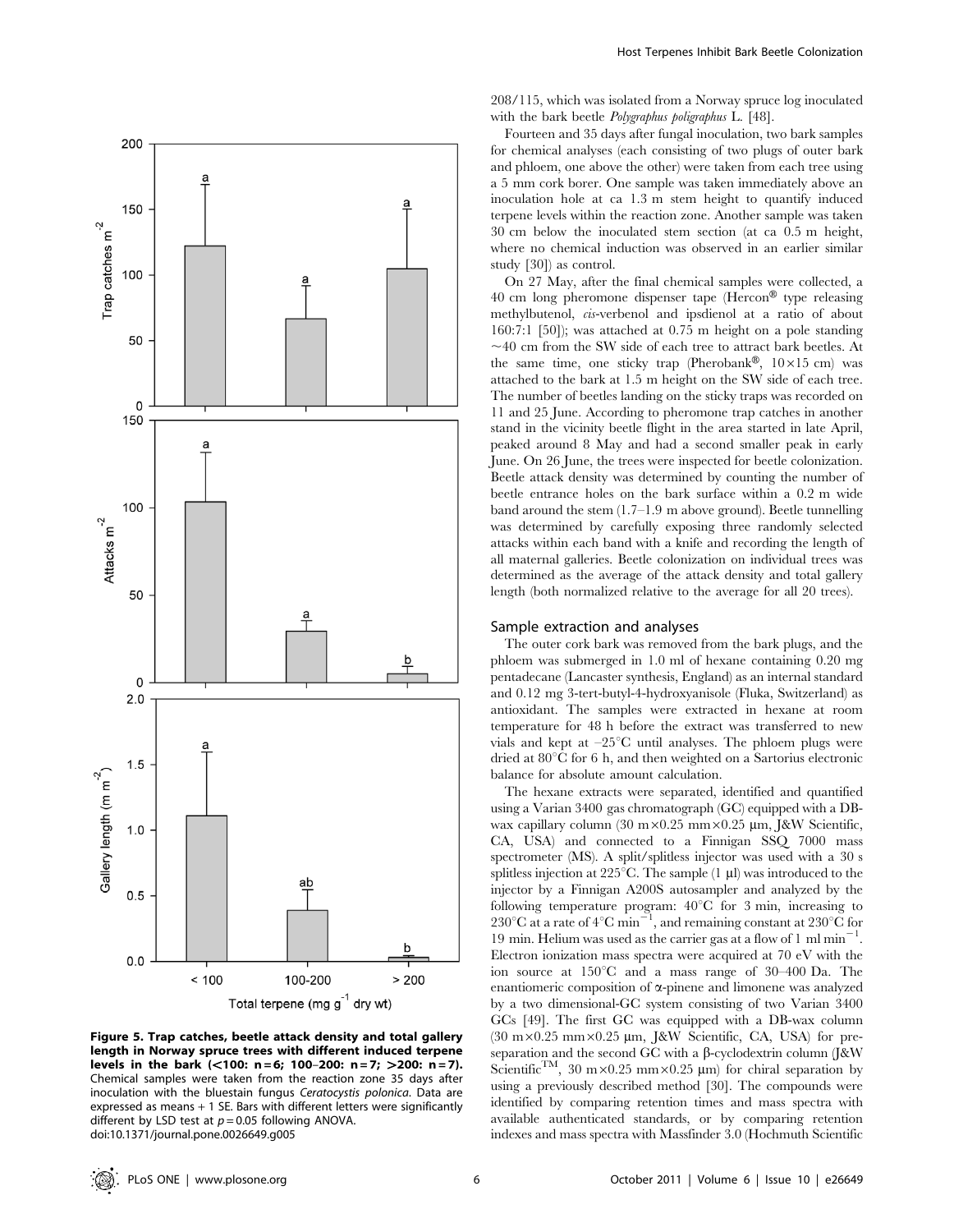Figure 5. Trap catches, beetle attack density and total gallery length in Norway spruce trees with different induced terpene levels in the bark (<100: n = 6; 100–200: n = 7; >200: n = 7). Chemical samples were taken from the reaction zone 35 days after inoculation with the bluestain fungus *Ceratocystis polonica*. Data are expressed as means + 1 SE. Bars with different letters were significantly different by LSD test at $p = 0.05$ following ANOVA.
doi:10.1371/journal.pone.0026649.g005

208/115, which was isolated from a Norway spruce log inoculated with the bark beetle *Polygraphus poligraphus* L. [48].

Fourteen and 35 days after fungal inoculation, two bark samples for chemical analyses (each consisting of two plugs of outer bark and phloem, one above the other) were taken from each tree using a 5 mm cork borer. One sample was taken immediately above an inoculation hole at ca 1.3 m stem height to quantify induced terpene levels within the reaction zone. Another sample was taken 30 cm below the inoculated stem section (at ca 0.5 m height, where no chemical induction was observed in an earlier similar study [30]) as control.

On 27 May, after the final chemical samples were collected, a 40 cm long pheromone dispenser tape (Hercon® type releasing methylbutenol, *cis*-verbenol and ipsdienol at a ratio of about 160:7:1 [50]); was attached at 0.75 m height on a pole standing ~40 cm from the SW side of each tree to attract bark beetles. At the same time, one sticky trap (Pherobank®, 10×15 cm) was attached to the bark at 1.5 m height on the SW side of each tree. The number of beetles landing on the sticky traps was recorded on 11 and 25 June. According to pheromone trap catches in another stand in the vicinity beetle flight in the area started in late April, peaked around 8 May and had a second smaller peak in early June. On 26 June, the trees were inspected for beetle colonization. Beetle attack density was determined by counting the number of beetle entrance holes on the bark surface within a 0.2 m wide band around the stem (1.7–1.9 m above ground). Beetle tunnelling was determined by carefully exposing three randomly selected attacks within each band with a knife and recording the length of all maternal galleries. Beetle colonization on individual trees was determined as the average of the attack density and total gallery length (both normalized relative to the average for all 20 trees).

## Sample extraction and analyses

The outer cork bark was removed from the bark plugs, and the phloem was submerged in 1.0 ml of hexane containing 0.20 mg pentadecane (Lancaster synthesis, England) as an internal standard and 0.12 mg 3-tert-butyl-4-hydroxyanisole (Fluka, Switzerland) as antioxidant. The samples were extracted in hexane at room temperature for 48 h before the extract was transferred to new vials and kept at –25°C until analyses. The phloem plugs were dried at 80°C for 6 h, and then weighted on a Sartorius electronic balance for absolute amount calculation.

The hexane extracts were separated, identified and quantified using a Varian 3400 gas chromatograph (GC) equipped with a DB-wax capillary column (30 m×0.25 mm×0.25 µm, J&W Scientific, CA, USA) and connected to a Finnigan SSQ 7000 mass spectrometer (MS). A split/splitless injector was used with a 30 s splitless injection at 225°C. The sample (1 µl) was introduced to the injector by a Finnigan A200S autosampler and analyzed by the following temperature program: 40°C for 3 min, increasing to 230°C at a rate of 4°C $min^{-1}$, and remaining constant at 230°C for 19 min. Helium was used as the carrier gas at a flow of 1 ml $min^{-1}$. Electron ionization mass spectra were acquired at 70 eV with the ion source at 150°C and a mass range of 30–400 Da. The enantiomeric composition of α-pinene and limonene was analyzed by a two dimensional-GC system consisting of two Varian 3400 GCs [49]. The first GC was equipped with a DB-wax column (30 m×0.25 mm×0.25 µm, J&W Scientific, CA, USA) for pre-separation and the second GC with a β-cyclodextrin column (J&W Scientific™, 30 m×0.25 mm×0.25 µm) for chiral separation by using a previously described method [30]. The compounds were identified by comparing retention times and mass spectra with available authenticated standards, or by comparing retention indexes and mass spectra with Massfinder 3.0 (Hochmuth Scientific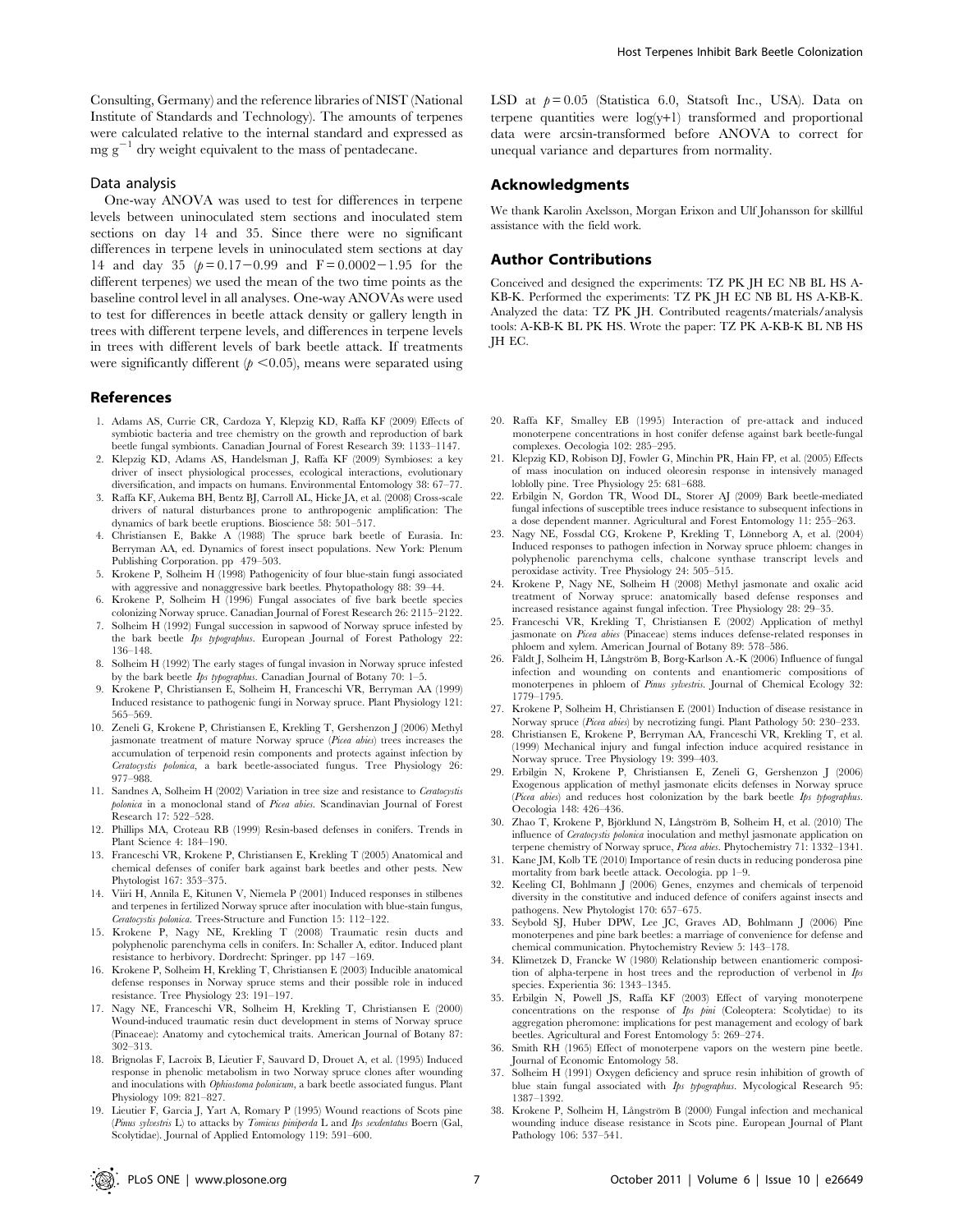Consulting, Germany) and the reference libraries of NIST (National Institute of Standards and Technology). The amounts of terpenes were calculated relative to the internal standard and expressed as mg $g^{-1}$ dry weight equivalent to the mass of pentadecane.

### Data analysis

One-way ANOVA was used to test for differences in terpene levels between uninoculated stem sections and inoculated stem sections on day 14 and 35. Since there were no significant differences in terpene levels in uninoculated stem sections at day 14 and day 35 ($p = 0.17-0.99$ and $F = 0.0002-1.95$ for the different terpenes) we used the mean of the two time points as the baseline control level in all analyses. One-way ANOVAs were used to test for differences in beetle attack density or gallery length in trees with different terpene levels, and differences in terpene levels in trees with different levels of bark beetle attack. If treatments were significantly different ($p < 0.05$), means were separated using LSD at $p = 0.05$ (Statistica 6.0, Statsoft Inc., USA). Data on terpene quantities were log(y+1) transformed and proportional data were arcsin-transformed before ANOVA to correct for unequal variance and departures from normality.

## Acknowledgments

We thank Karolin Axelsson, Morgan Erixon and Ulf Johansson for skillful assistance with the field work.

## Author Contributions

Conceived and designed the experiments: TZ PK JH EC NB BL HS A-KB-K. Performed the experiments: TZ PK JH EC NB BL HS A-KB-K. Analyzed the data: TZ PK JH. Contributed reagents/materials/analysis tools: A-KB-K BL PK HS. Wrote the paper: TZ PK A-KB-K BL NB HS JH EC.

## References

1. Adams AS, Currie CR, Cardoza Y, Klepzig KD, Raffa KF (2009) Effects of symbiotic bacteria and tree chemistry on the growth and reproduction of bark beetle fungal symbionts. Canadian Journal of Forest Research 39: 1133–1147.
2. Klepzig KD, Adams AS, Handelsman J, Raffa KF (2009) Symbioses: a key driver of insect physiological processes, ecological interactions, evolutionary diversification, and impacts on humans. Environmental Entomology 38: 67–77.
3. Raffa KF, Aukema BH, Bentz BJ, Carroll AL, Hicke JA, et al. (2008) Cross-scale drivers of natural disturbances prone to anthropogenic amplification: The dynamics of bark beetle eruptions. Bioscience 58: 501–517.
4. Christiansen E, Bakke A (1988) The spruce bark beetle of Eurasia. In: Berryman AA, ed. Dynamics of forest insect populations. New York: Plenum Publishing Corporation. pp 479–503.
5. Krokene P, Solheim H (1998) Pathogenicity of four blue-stain fungi associated with aggressive and nonaggressive bark beetles. Phytopathology 88: 39–44.
6. Krokene P, Solheim H (1996) Fungal associates of five bark beetle species colonizing Norway spruce. Canadian Journal of Forest Research 26: 2115–2122.
7. Solheim H (1992) Fungal succession in sapwood of Norway spruce infested by the bark beetle *Ips typographus*. European Journal of Forest Pathology 22: 136–148.
8. Solheim H (1992) The early stages of fungal invasion in Norway spruce infested by the bark beetle *Ips typographus*. Canadian Journal of Botany 70: 1–5.
9. Krokene P, Christiansen E, Solheim H, Franceschi VR, Berryman AA (1999) Induced resistance to pathogenic fungi in Norway spruce. Plant Physiology 121: 565–569.
10. Zeneli G, Krokene P, Christiansen E, Krekling T, Gershenzon J (2006) Methyl jasmonate treatment of mature Norway spruce (*Picea abies*) trees increases the accumulation of terpenoid resin components and protects against infection by *Ceratocystis polonica*, a bark beetle-associated fungus. Tree Physiology 26: 977–988.
11. Sandnes A, Solheim H (2002) Variation in tree size and resistance to *Ceratocystis polonica* in a monoclonal stand of *Picea abies*. Scandinavian Journal of Forest Research 17: 522–528.
12. Phillips MA, Croteau RB (1999) Resin-based defenses in conifers. Trends in Plant Science 4: 184–190.
13. Franceschi VR, Krokene P, Christiansen E, Krekling T (2005) Anatomical and chemical defenses of conifer bark against bark beetles and other pests. New Phytologist 167: 353–375.
14. Viiri H, Annila E, Kitunen V, Niemela P (2001) Induced responses in stilbenes and terpenes in fertilized Norway spruce after inoculation with blue-stain fungus, *Ceratocystis polonica*. Trees-Structure and Function 15: 112–122.
15. Krokene P, Nagy NE, Krekling T (2008) Traumatic resin ducts and polyphenolic parenchyma cells in conifers. In: Schaller A, editor. Induced plant resistance to herbivory. Dordrecht: Springer. pp 147 –169.
16. Krokene P, Solheim H, Krekling T, Christiansen E (2003) Inducible anatomical defense responses in Norway spruce stems and their possible role in induced resistance. Tree Physiology 23: 191–197.
17. Nagy NE, Franceschi VR, Solheim H, Krekling T, Christiansen E (2000) Wound-induced traumatic resin duct development in stems of Norway spruce (Pinaceae): Anatomy and cytochemical traits. American Journal of Botany 87: 302–313.
18. Brignolas F, Lacroix B, Lieutier F, Sauvard D, Drouet A, et al. (1995) Induced response in phenolic metabolism in two Norway spruce clones after wounding and inoculations with *Ophiostoma polonicum*, a bark beetle associated fungus. Plant Physiology 109: 821–827.
19. Lieutier F, Garcia J, Yart A, Romary P (1995) Wound reactions of Scots pine (*Pinus sylvestris* L) to attacks by *Tomicus piniperda* L and *Ips sexdentatus* Boern (Col, Scolytidae). Journal of Applied Entomology 119: 591–600.
20. Raffa KF, Smalley EB (1995) Interaction of pre-attack and induced monoterpene concentrations in host conifer defense against bark beetle-fungal complexes. Oecologia 102: 285–295.
21. Klepzig KD, Robison DJ, Fowler G, Minchin PR, Hain FP, et al. (2005) Effects of mass inoculation on induced oleoresin response in intensively managed loblolly pine. Tree Physiology 25: 681–688.
22. Erbilgin N, Gordon TR, Wood DL, Storer AJ (2009) Bark beetle-mediated fungal infections of susceptible trees induce resistance to subsequent infections in a dose dependent manner. Agricultural and Forest Entomology 11: 255–263.
23. Nagy NE, Fossdal CG, Krokene P, Krekling T, Lönneborg A, et al. (2004) Induced responses to pathogen infection in Norway spruce phloem: changes in polyphenolic parenchyma cells, chalcone synthase transcript levels and peroxidase activity. Tree Physiology 24: 505–515.
24. Krokene P, Nagy NE, Solheim H (2008) Methyl jasmonate and oxalic acid treatment of Norway spruce: anatomically based defense responses and increased resistance against fungal infection. Tree Physiology 28: 29–35.
25. Franceschi VR, Krekling T, Christiansen E (2002) Application of methyl jasmonate on *Picea abies* (Pinaceae) stems induces defense-related responses in phloem and xylem. American Journal of Botany 89: 578–586.
26. Fäldt J, Solheim H, Långström B, Borg-Karlson A.-K (2006) Influence of fungal infection and wounding on contents and enantiomeric compositions of monoterpenes in phloem of *Pinus sylvestris*. Journal of Chemical Ecology 32: 1779–1795.
27. Krokene P, Solheim H, Christiansen E (2001) Induction of disease resistance in Norway spruce (*Picea abies*) by necrotizing fungi. Plant Pathology 50: 230–233.
28. Christiansen E, Krokene P, Berryman AA, Franceschi VR, Krekling T, et al. (1999) Mechanical injury and fungal infection induce acquired resistance in Norway spruce. Tree Physiology 19: 399–403.
29. Erbilgin N, Krokene P, Christiansen E, Zeneli G, Gershenzon J (2006) Exogenous application of methyl jasmonate elicits defenses in Norway spruce (*Picea abies*) and reduces host colonization by the bark beetle *Ips typographus*. Oecologia 148: 426–436.
30. Zhao T, Krokene P, Björklund N, Långström B, Solheim H, et al. (2010) The influence of *Ceratocystis polonica* inoculation and methyl jasmonate application on terpene chemistry of Norway spruce, *Picea abies*. Phytochemistry 71: 1332–1341.
31. Kane JM, Kolb TE (2010) Importance of resin ducts in reducing ponderosa pine mortality from bark beetle attack. Oecologia. pp 1–9.
32. Keeling CI, Bohlmann J (2006) Genes, enzymes and chemicals of terpenoid diversity in the constitutive and induced defence of conifers against insects and pathogens. New Phytologist 170: 657–675.
33. Seybold SJ, Huber DPW, Lee JC, Graves AD, Bohlmann J (2006) Pine monoterpenes and pine bark beetles: a marriage of convenience for defense and chemical communication. Phytochemistry Review 5: 143–178.
34. Klimetzek D, Francke W (1980) Relationship between enantiomeric composition of alpha-terpene in host trees and the reproduction of verbenol in *Ips* species. Experientia 36: 1343–1345.
35. Erbilgin N, Powell JS, Raffa KF (2003) Effect of varying monoterpene concentrations on the response of *Ips pini* (Coleoptera: Scolytidae) to its aggregation pheromone: implications for pest management and ecology of bark beetles. Agricultural and Forest Entomology 5: 269–274.
36. Smith RH (1965) Effect of monoterpene vapors on the western pine beetle. Journal of Economic Entomology 58.
37. Solheim H (1991) Oxygen deficiency and spruce resin inhibition of growth of blue stain fungal associated with *Ips typographus*. Mycological Research 95: 1387–1392.
38. Krokene P, Solheim H, Långström B (2000) Fungal infection and mechanical wounding induce disease resistance in Scots pine. European Journal of Plant Pathology 106: 537–541.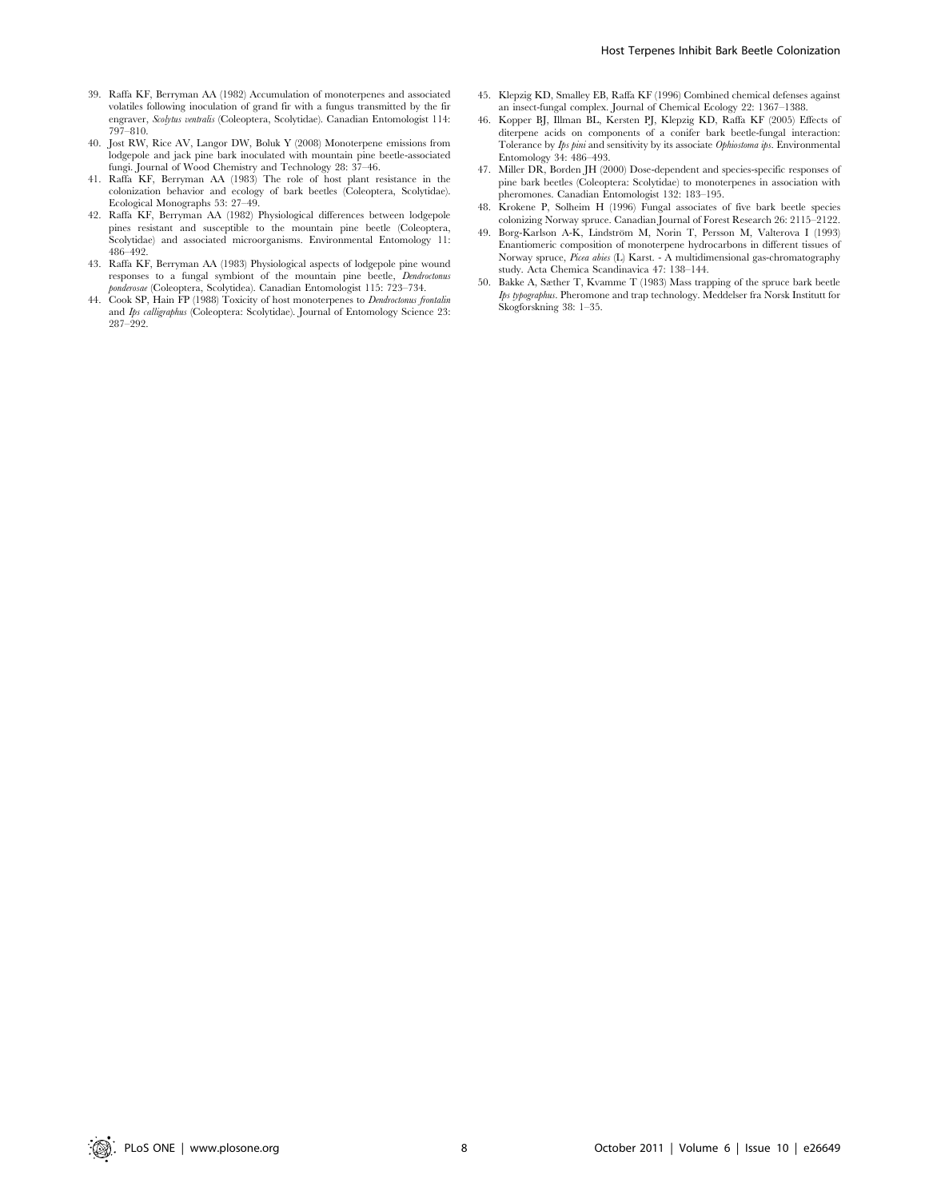39. Raffa KF, Berryman AA (1982) Accumulation of monoterpenes and associated volatiles following inoculation of grand fir with a fungus transmitted by the fir engraver, *Scolytus ventralis* (Coleoptera, Scolytidae). Canadian Entomologist 114: 797–810.
40. Jost RW, Rice AV, Langor DW, Boluk Y (2008) Monoterpene emissions from lodgepole and jack pine bark inoculated with mountain pine beetle-associated fungi. Journal of Wood Chemistry and Technology 28: 37–46.
41. Raffa KF, Berryman AA (1983) The role of host plant resistance in the colonization behavior and ecology of bark beetles (Coleoptera, Scolytidae). Ecological Monographs 53: 27–49.
42. Raffa KF, Berryman AA (1982) Physiological differences between lodgepole pines resistant and susceptible to the mountain pine beetle (Coleoptera, Scolytidae) and associated microorganisms. Environmental Entomology 11: 486–492.
43. Raffa KF, Berryman AA (1983) Physiological aspects of lodgepole pine wound responses to a fungal symbiont of the mountain pine beetle, *Dendroctonus ponderosae* (Coleoptera, Scolytidea). Canadian Entomologist 115: 723–734.
44. Cook SP, Hain FP (1988) Toxicity of host monoterpenes to *Dendroctonus frontalis* and *Ips calligraphus* (Coleoptera: Scolytidae). Journal of Entomology Science 23: 287–292.
45. Klepzig KD, Smalley EB, Raffa KF (1996) Combined chemical defenses against an insect-fungal complex. Journal of Chemical Ecology 22: 1367–1388.
46. Kopper BJ, Illman BL, Kersten PJ, Klepzig KD, Raffa KF (2005) Effects of diterpene acids on components of a conifer bark beetle-fungal interaction: Tolerance by *Ips pini* and sensitivity by its associate *Ophiostoma ips*. Environmental Entomology 34: 486–493.
47. Miller DR, Borden JH (2000) Dose-dependent and species-specific responses of pine bark beetles (Coleoptera: Scolytidae) to monoterpenes in association with pheromones. Canadian Entomologist 132: 183–195.
48. Krokene P, Solheim H (1996) Fungal associates of five bark beetle species colonizing Norway spruce. Canadian Journal of Forest Research 26: 2115–2122.
49. Borg-Karlson A-K, Lindström M, Norin T, Persson M, Valterova I (1993) Enantiomeric composition of monoterpene hydrocarbons in different tissues of Norway spruce, *Picea abies* (L) Karst. - A multidimensional gas-chromatography study. Acta Chemica Scandinavica 47: 138–144.
50. Bakke A, Sæther T, Kvamme T (1983) Mass trapping of the spruce bark beetle *Ips typographus*. Pheromone and trap technology. Meddelser fra Norsk Institutt for Skogforskning 38: 1–35.